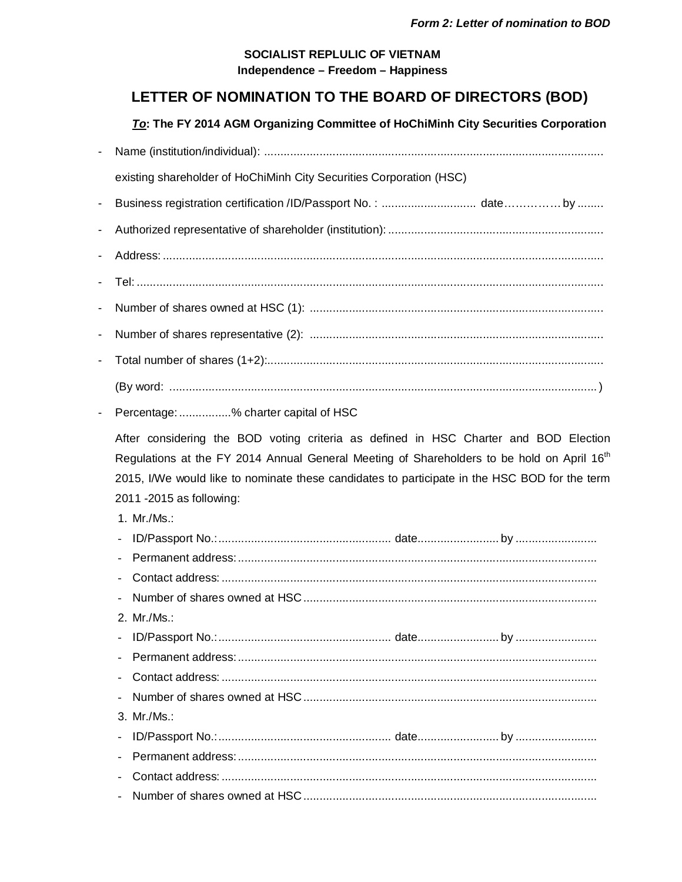*Form 2: Letter of nomination to BOD*

**SOCIALIST REPLULIC OF VIETNAM**
**Independence – Freedom – Happiness**

# LETTER OF NOMINATION TO THE BOARD OF DIRECTORS (BOD)

***To*: The FY 2014 AGM Organizing Committee of HoChiMinh City Securities Corporation**

- Name (institution/individual): ........................................................................................................

  existing shareholder of HoChiMinh City Securities Corporation (HSC)

- Business registration certification /ID/Passport No. : ............................. date…………… by ........
- Authorized representative of shareholder (institution): .................................................................
- Address: ......................................................................................................................................
- Tel: ..............................................................................................................................................
- Number of shares owned at HSC (1): ..........................................................................................
- Number of shares representative (2): ..........................................................................................
- Total number of shares (1+2):.......................................................................................................

  (By word: ..................................................................................................................................)

- Percentage: ................% charter capital of HSC

After considering the BOD voting criteria as defined in HSC Charter and BOD Election Regulations at the FY 2014 Annual General Meeting of Shareholders to be hold on April 16th 2015, I/We would like to nominate these candidates to participate in the HSC BOD for the term 2011 -2015 as following:

1. Mr./Ms.:
   - ID/Passport No.: ..................................................... date......................... by .........................
   - Permanent address: ..............................................................................................................
   - Contact address: ...................................................................................................................
   - Number of shares owned at HSC ..........................................................................................
2. Mr./Ms.:
   - ID/Passport No.: ..................................................... date......................... by .........................
   - Permanent address: ..............................................................................................................
   - Contact address: ...................................................................................................................
   - Number of shares owned at HSC ..........................................................................................
3. Mr./Ms.:
   - ID/Passport No.: ..................................................... date......................... by .........................
   - Permanent address: ..............................................................................................................
   - Contact address: ...................................................................................................................
   - Number of shares owned at HSC ..........................................................................................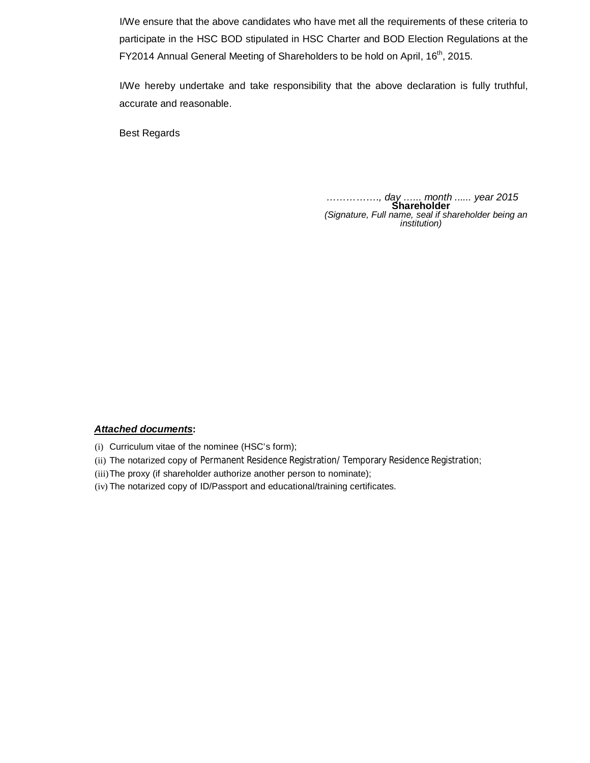I/We ensure that the above candidates who have met all the requirements of these criteria to participate in the HSC BOD stipulated in HSC Charter and BOD Election Regulations at the FY2014 Annual General Meeting of Shareholders to be hold on April, 16th, 2015.

I/We hereby undertake and take responsibility that the above declaration is fully truthful, accurate and reasonable.

Best Regards

*……………., day …... month ...... year 2015*

**Shareholder**

*(Signature, Full name, seal if shareholder being an institution)*

***Attached documents*:**

(i) Curriculum vitae of the nominee (HSC's form);

(ii) The notarized copy of Permanent Residence Registration/ Temporary Residence Registration;

(iii) The proxy (if shareholder authorize another person to nominate);

(iv) The notarized copy of ID/Passport and educational/training certificates.